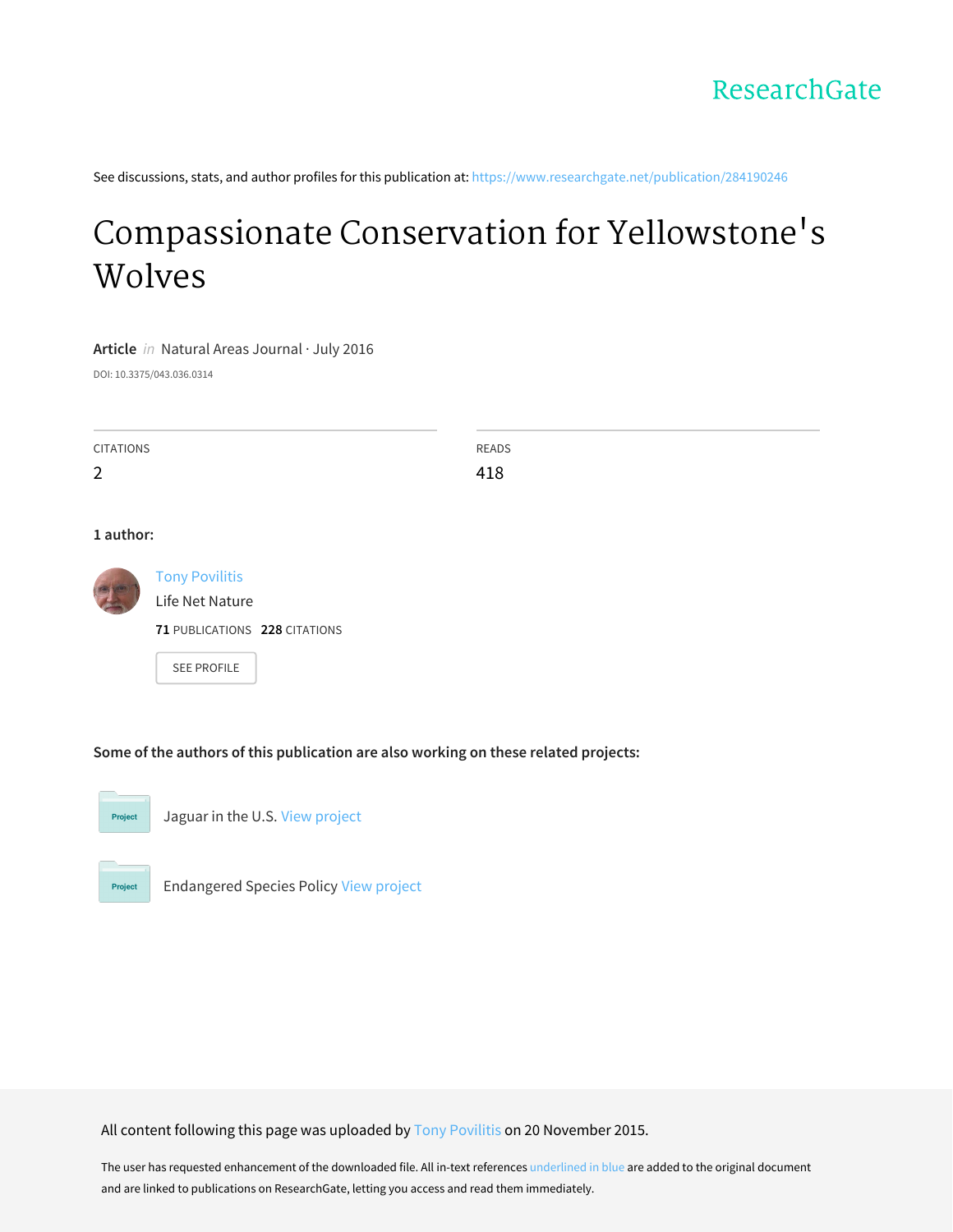ResearchGate

See discussions, stats, and author profiles for this publication at: https://www.researchgate.net/publication/284190246

# Compassionate Conservation for Yellowstone's Wolves

**Article** *in* Natural Areas Journal · July 2016

DOI: 10.3375/043.036.0314

| CITATIONS | READS |
| --- | --- |
| 2 | 418 |

**1 author:**

Tony Povilitis
Life Net Nature
**71** PUBLICATIONS **228** CITATIONS

SEE PROFILE

**Some of the authors of this publication are also working on these related projects:**

Project: Jaguar in the U.S. View project

Project: Endangered Species Policy View project

All content following this page was uploaded by Tony Povilitis on 20 November 2015.

The user has requested enhancement of the downloaded file. All in-text references underlined in blue are added to the original document and are linked to publications on ResearchGate, letting you access and read them immediately.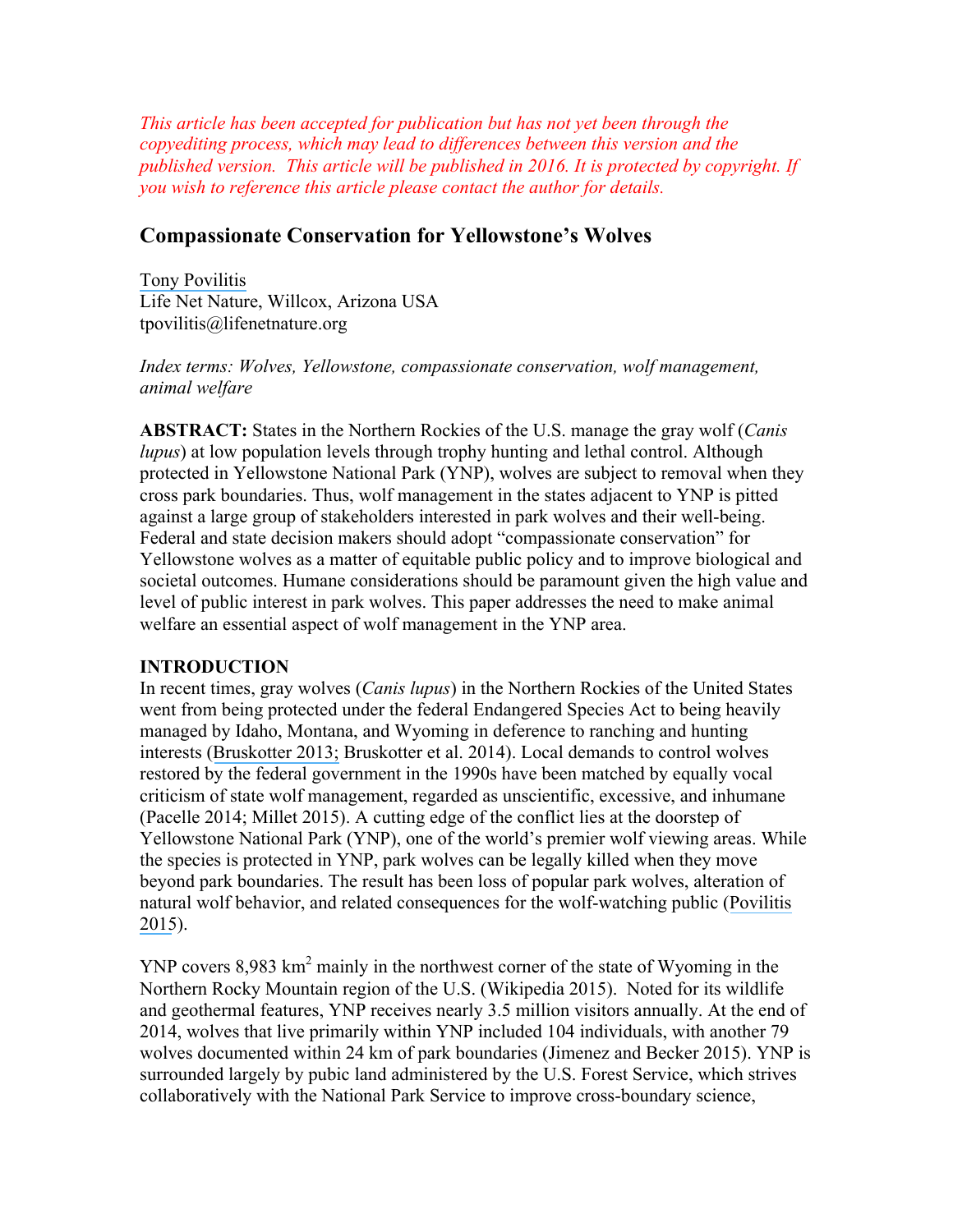*This article has been accepted for publication but has not yet been through the copyediting process, which may lead to differences between this version and the published version. This article will be published in 2016. It is protected by copyright. If you wish to reference this article please contact the author for details.*

## Compassionate Conservation for Yellowstone's Wolves

Tony Povilitis
Life Net Nature, Willcox, Arizona USA
tpovilitis@lifenetnature.org

*Index terms: Wolves, Yellowstone, compassionate conservation, wolf management, animal welfare*

**ABSTRACT:** States in the Northern Rockies of the U.S. manage the gray wolf (*Canis lupus*) at low population levels through trophy hunting and lethal control. Although protected in Yellowstone National Park (YNP), wolves are subject to removal when they cross park boundaries. Thus, wolf management in the states adjacent to YNP is pitted against a large group of stakeholders interested in park wolves and their well-being. Federal and state decision makers should adopt "compassionate conservation" for Yellowstone wolves as a matter of equitable public policy and to improve biological and societal outcomes. Humane considerations should be paramount given the high value and level of public interest in park wolves. This paper addresses the need to make animal welfare an essential aspect of wolf management in the YNP area.

**INTRODUCTION**

In recent times, gray wolves (*Canis lupus*) in the Northern Rockies of the United States went from being protected under the federal Endangered Species Act to being heavily managed by Idaho, Montana, and Wyoming in deference to ranching and hunting interests (Bruskotter 2013; Bruskotter et al. 2014). Local demands to control wolves restored by the federal government in the 1990s have been matched by equally vocal criticism of state wolf management, regarded as unscientific, excessive, and inhumane (Pacelle 2014; Millet 2015). A cutting edge of the conflict lies at the doorstep of Yellowstone National Park (YNP), one of the world's premier wolf viewing areas. While the species is protected in YNP, park wolves can be legally killed when they move beyond park boundaries. The result has been loss of popular park wolves, alteration of natural wolf behavior, and related consequences for the wolf-watching public (Povilitis 2015).

YNP covers 8,983 km$^2$ mainly in the northwest corner of the state of Wyoming in the Northern Rocky Mountain region of the U.S. (Wikipedia 2015). Noted for its wildlife and geothermal features, YNP receives nearly 3.5 million visitors annually. At the end of 2014, wolves that live primarily within YNP included 104 individuals, with another 79 wolves documented within 24 km of park boundaries (Jimenez and Becker 2015). YNP is surrounded largely by pubic land administered by the U.S. Forest Service, which strives collaboratively with the National Park Service to improve cross-boundary science,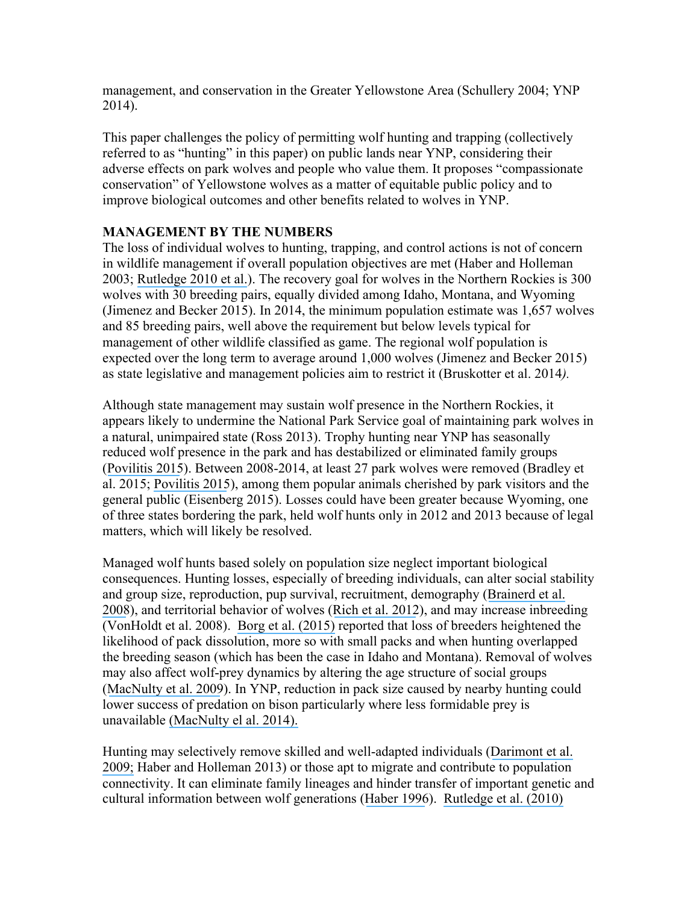management, and conservation in the Greater Yellowstone Area (Schullery 2004; YNP 2014).

This paper challenges the policy of permitting wolf hunting and trapping (collectively referred to as "hunting" in this paper) on public lands near YNP, considering their adverse effects on park wolves and people who value them. It proposes "compassionate conservation" of Yellowstone wolves as a matter of equitable public policy and to improve biological outcomes and other benefits related to wolves in YNP.

## MANAGEMENT BY THE NUMBERS

The loss of individual wolves to hunting, trapping, and control actions is not of concern in wildlife management if overall population objectives are met (Haber and Holleman 2003; Rutledge 2010 et al.). The recovery goal for wolves in the Northern Rockies is 300 wolves with 30 breeding pairs, equally divided among Idaho, Montana, and Wyoming (Jimenez and Becker 2015). In 2014, the minimum population estimate was 1,657 wolves and 85 breeding pairs, well above the requirement but below levels typical for management of other wildlife classified as game. The regional wolf population is expected over the long term to average around 1,000 wolves (Jimenez and Becker 2015) as state legislative and management policies aim to restrict it (Bruskotter et al. 2014*).*

Although state management may sustain wolf presence in the Northern Rockies, it appears likely to undermine the National Park Service goal of maintaining park wolves in a natural, unimpaired state (Ross 2013). Trophy hunting near YNP has seasonally reduced wolf presence in the park and has destabilized or eliminated family groups (Povilitis 2015). Between 2008-2014, at least 27 park wolves were removed (Bradley et al. 2015; Povilitis 2015), among them popular animals cherished by park visitors and the general public (Eisenberg 2015). Losses could have been greater because Wyoming, one of three states bordering the park, held wolf hunts only in 2012 and 2013 because of legal matters, which will likely be resolved.

Managed wolf hunts based solely on population size neglect important biological consequences. Hunting losses, especially of breeding individuals, can alter social stability and group size, reproduction, pup survival, recruitment, demography (Brainerd et al. 2008), and territorial behavior of wolves (Rich et al. 2012), and may increase inbreeding (VonHoldt et al. 2008). Borg et al. (2015) reported that loss of breeders heightened the likelihood of pack dissolution, more so with small packs and when hunting overlapped the breeding season (which has been the case in Idaho and Montana). Removal of wolves may also affect wolf-prey dynamics by altering the age structure of social groups (MacNulty et al. 2009). In YNP, reduction in pack size caused by nearby hunting could lower success of predation on bison particularly where less formidable prey is unavailable (MacNulty el al. 2014).

Hunting may selectively remove skilled and well-adapted individuals (Darimont et al. 2009; Haber and Holleman 2013) or those apt to migrate and contribute to population connectivity. It can eliminate family lineages and hinder transfer of important genetic and cultural information between wolf generations (Haber 1996). Rutledge et al. (2010)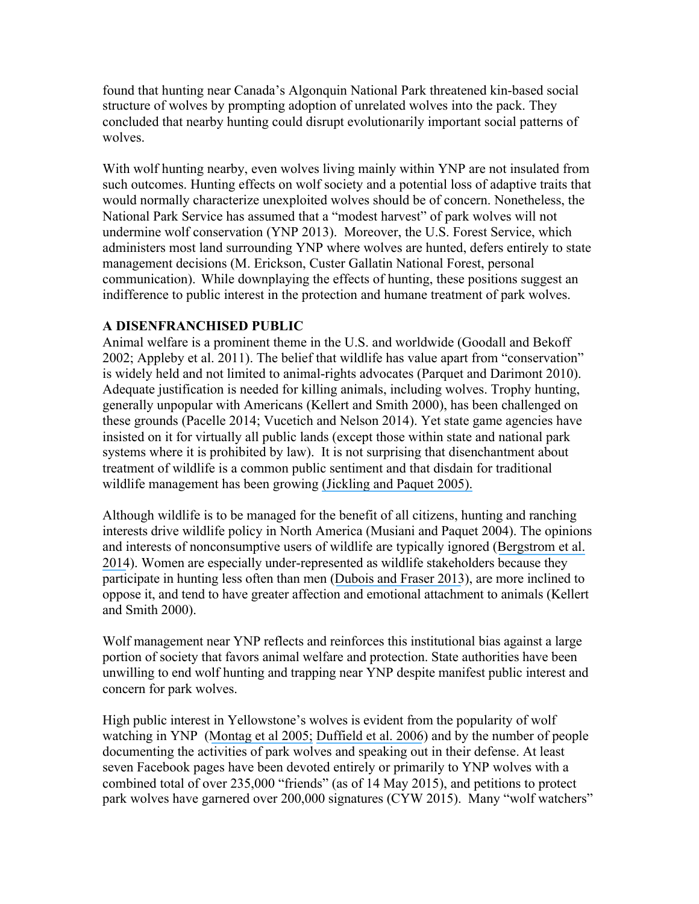found that hunting near Canada's Algonquin National Park threatened kin-based social structure of wolves by prompting adoption of unrelated wolves into the pack. They concluded that nearby hunting could disrupt evolutionarily important social patterns of wolves.

With wolf hunting nearby, even wolves living mainly within YNP are not insulated from such outcomes. Hunting effects on wolf society and a potential loss of adaptive traits that would normally characterize unexploited wolves should be of concern. Nonetheless, the National Park Service has assumed that a "modest harvest" of park wolves will not undermine wolf conservation (YNP 2013). Moreover, the U.S. Forest Service, which administers most land surrounding YNP where wolves are hunted, defers entirely to state management decisions (M. Erickson, Custer Gallatin National Forest, personal communication). While downplaying the effects of hunting, these positions suggest an indifference to public interest in the protection and humane treatment of park wolves.

**A DISENFRANCHISED PUBLIC**

Animal welfare is a prominent theme in the U.S. and worldwide (Goodall and Bekoff 2002; Appleby et al. 2011). The belief that wildlife has value apart from "conservation" is widely held and not limited to animal-rights advocates (Parquet and Darimont 2010). Adequate justification is needed for killing animals, including wolves. Trophy hunting, generally unpopular with Americans (Kellert and Smith 2000), has been challenged on these grounds (Pacelle 2014; Vucetich and Nelson 2014). Yet state game agencies have insisted on it for virtually all public lands (except those within state and national park systems where it is prohibited by law). It is not surprising that disenchantment about treatment of wildlife is a common public sentiment and that disdain for traditional wildlife management has been growing (Jickling and Paquet 2005).

Although wildlife is to be managed for the benefit of all citizens, hunting and ranching interests drive wildlife policy in North America (Musiani and Paquet 2004). The opinions and interests of nonconsumptive users of wildlife are typically ignored (Bergstrom et al. 2014). Women are especially under-represented as wildlife stakeholders because they participate in hunting less often than men (Dubois and Fraser 2013), are more inclined to oppose it, and tend to have greater affection and emotional attachment to animals (Kellert and Smith 2000).

Wolf management near YNP reflects and reinforces this institutional bias against a large portion of society that favors animal welfare and protection. State authorities have been unwilling to end wolf hunting and trapping near YNP despite manifest public interest and concern for park wolves.

High public interest in Yellowstone's wolves is evident from the popularity of wolf watching in YNP (Montag et al 2005; Duffield et al. 2006) and by the number of people documenting the activities of park wolves and speaking out in their defense. At least seven Facebook pages have been devoted entirely or primarily to YNP wolves with a combined total of over 235,000 "friends" (as of 14 May 2015), and petitions to protect park wolves have garnered over 200,000 signatures (CYW 2015). Many "wolf watchers"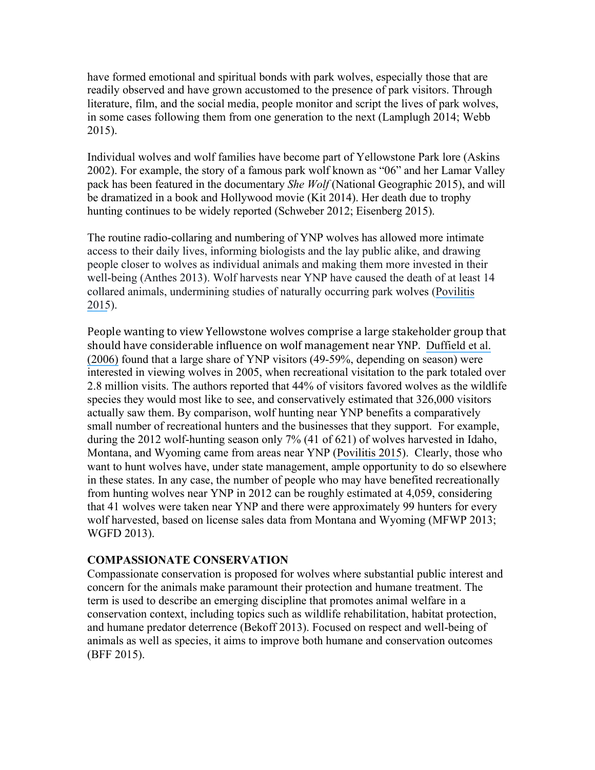have formed emotional and spiritual bonds with park wolves, especially those that are readily observed and have grown accustomed to the presence of park visitors. Through literature, film, and the social media, people monitor and script the lives of park wolves, in some cases following them from one generation to the next (Lamplugh 2014; Webb 2015).

Individual wolves and wolf families have become part of Yellowstone Park lore (Askins 2002). For example, the story of a famous park wolf known as "06" and her Lamar Valley pack has been featured in the documentary *She Wolf* (National Geographic 2015), and will be dramatized in a book and Hollywood movie (Kit 2014). Her death due to trophy hunting continues to be widely reported (Schweber 2012; Eisenberg 2015).

The routine radio-collaring and numbering of YNP wolves has allowed more intimate access to their daily lives, informing biologists and the lay public alike, and drawing people closer to wolves as individual animals and making them more invested in their well-being (Anthes 2013). Wolf harvests near YNP have caused the death of at least 14 collared animals, undermining studies of naturally occurring park wolves (Povilitis 2015).

People wanting to view Yellowstone wolves comprise a large stakeholder group that should have considerable influence on wolf management near YNP. Duffield et al. (2006) found that a large share of YNP visitors (49-59%, depending on season) were interested in viewing wolves in 2005, when recreational visitation to the park totaled over 2.8 million visits. The authors reported that 44% of visitors favored wolves as the wildlife species they would most like to see, and conservatively estimated that 326,000 visitors actually saw them. By comparison, wolf hunting near YNP benefits a comparatively small number of recreational hunters and the businesses that they support. For example, during the 2012 wolf-hunting season only 7% (41 of 621) of wolves harvested in Idaho, Montana, and Wyoming came from areas near YNP (Povilitis 2015). Clearly, those who want to hunt wolves have, under state management, ample opportunity to do so elsewhere in these states. In any case, the number of people who may have benefited recreationally from hunting wolves near YNP in 2012 can be roughly estimated at 4,059, considering that 41 wolves were taken near YNP and there were approximately 99 hunters for every wolf harvested, based on license sales data from Montana and Wyoming (MFWP 2013; WGFD 2013).

## COMPASSIONATE CONSERVATION

Compassionate conservation is proposed for wolves where substantial public interest and concern for the animals make paramount their protection and humane treatment. The term is used to describe an emerging discipline that promotes animal welfare in a conservation context, including topics such as wildlife rehabilitation, habitat protection, and humane predator deterrence (Bekoff 2013). Focused on respect and well-being of animals as well as species, it aims to improve both humane and conservation outcomes (BFF 2015).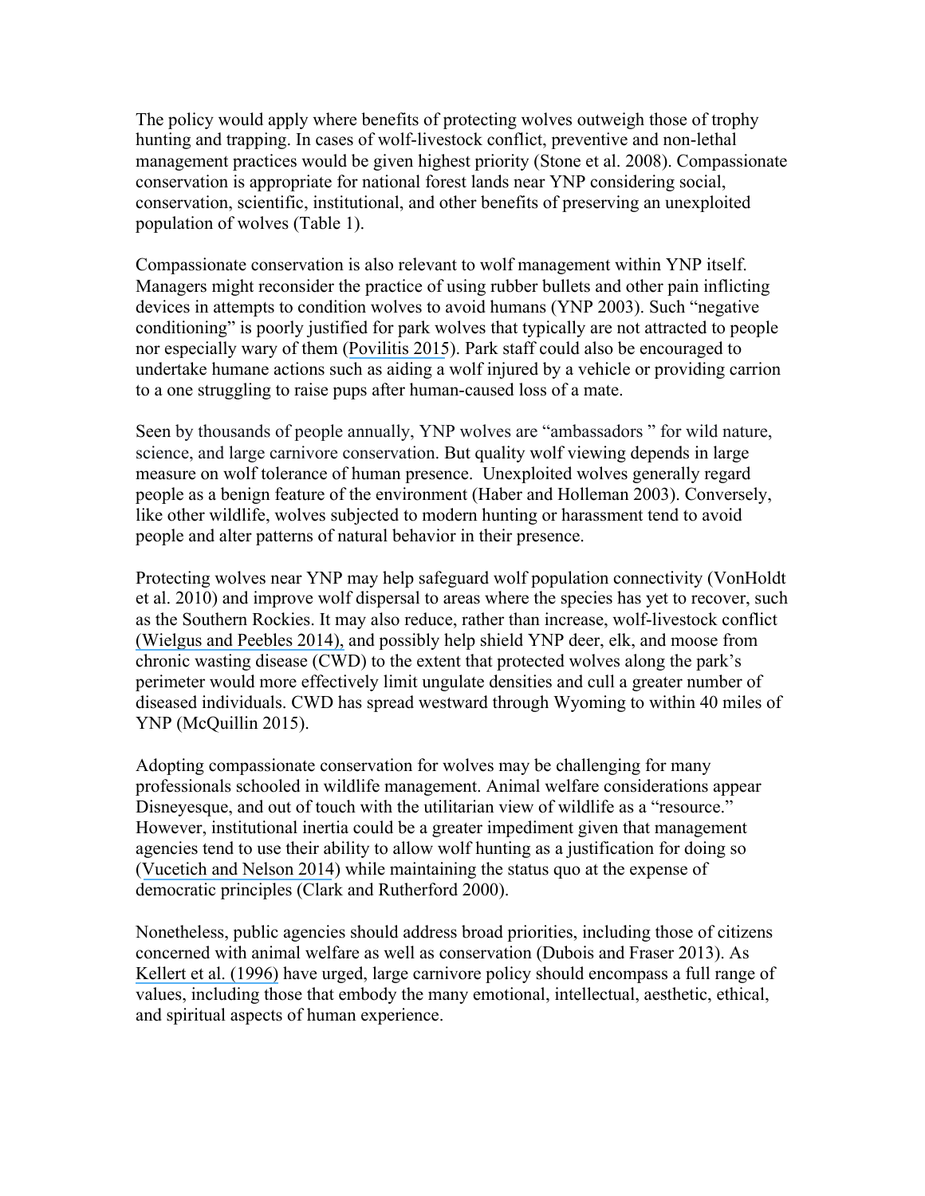The policy would apply where benefits of protecting wolves outweigh those of trophy hunting and trapping. In cases of wolf-livestock conflict, preventive and non-lethal management practices would be given highest priority (Stone et al. 2008). Compassionate conservation is appropriate for national forest lands near YNP considering social, conservation, scientific, institutional, and other benefits of preserving an unexploited population of wolves (Table 1).

Compassionate conservation is also relevant to wolf management within YNP itself. Managers might reconsider the practice of using rubber bullets and other pain inflicting devices in attempts to condition wolves to avoid humans (YNP 2003). Such "negative conditioning" is poorly justified for park wolves that typically are not attracted to people nor especially wary of them (Povilitis 2015). Park staff could also be encouraged to undertake humane actions such as aiding a wolf injured by a vehicle or providing carrion to a one struggling to raise pups after human-caused loss of a mate.

Seen by thousands of people annually, YNP wolves are "ambassadors " for wild nature, science, and large carnivore conservation. But quality wolf viewing depends in large measure on wolf tolerance of human presence. Unexploited wolves generally regard people as a benign feature of the environment (Haber and Holleman 2003). Conversely, like other wildlife, wolves subjected to modern hunting or harassment tend to avoid people and alter patterns of natural behavior in their presence.

Protecting wolves near YNP may help safeguard wolf population connectivity (VonHoldt et al. 2010) and improve wolf dispersal to areas where the species has yet to recover, such as the Southern Rockies. It may also reduce, rather than increase, wolf-livestock conflict (Wielgus and Peebles 2014), and possibly help shield YNP deer, elk, and moose from chronic wasting disease (CWD) to the extent that protected wolves along the park's perimeter would more effectively limit ungulate densities and cull a greater number of diseased individuals. CWD has spread westward through Wyoming to within 40 miles of YNP (McQuillin 2015).

Adopting compassionate conservation for wolves may be challenging for many professionals schooled in wildlife management. Animal welfare considerations appear Disneyesque, and out of touch with the utilitarian view of wildlife as a "resource." However, institutional inertia could be a greater impediment given that management agencies tend to use their ability to allow wolf hunting as a justification for doing so (Vucetich and Nelson 2014) while maintaining the status quo at the expense of democratic principles (Clark and Rutherford 2000).

Nonetheless, public agencies should address broad priorities, including those of citizens concerned with animal welfare as well as conservation (Dubois and Fraser 2013). As Kellert et al. (1996) have urged, large carnivore policy should encompass a full range of values, including those that embody the many emotional, intellectual, aesthetic, ethical, and spiritual aspects of human experience.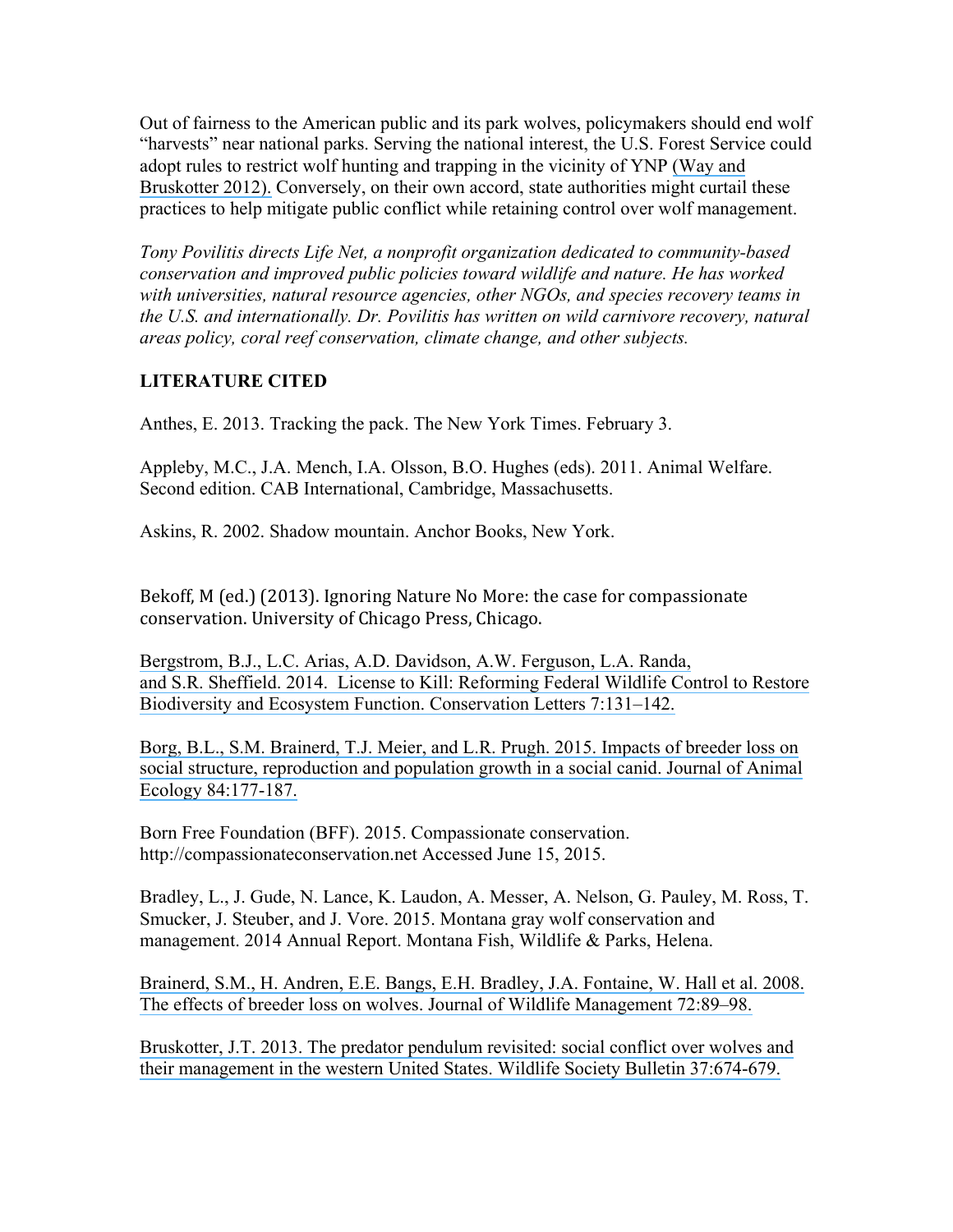Out of fairness to the American public and its park wolves, policymakers should end wolf "harvests" near national parks. Serving the national interest, the U.S. Forest Service could adopt rules to restrict wolf hunting and trapping in the vicinity of YNP (Way and Bruskotter 2012). Conversely, on their own accord, state authorities might curtail these practices to help mitigate public conflict while retaining control over wolf management.

*Tony Povilitis directs Life Net, a nonprofit organization dedicated to community-based conservation and improved public policies toward wildlife and nature. He has worked with universities, natural resource agencies, other NGOs, and species recovery teams in the U.S. and internationally. Dr. Povilitis has written on wild carnivore recovery, natural areas policy, coral reef conservation, climate change, and other subjects.*

**LITERATURE CITED**

Anthes, E. 2013. Tracking the pack. The New York Times. February 3.

Appleby, M.C., J.A. Mench, I.A. Olsson, B.O. Hughes (eds). 2011. Animal Welfare. Second edition. CAB International, Cambridge, Massachusetts.

Askins, R. 2002. Shadow mountain. Anchor Books, New York.

Bekoff, M (ed.) (2013). Ignoring Nature No More: the case for compassionate conservation. University of Chicago Press, Chicago.

Bergstrom, B.J., L.C. Arias, A.D. Davidson, A.W. Ferguson, L.A. Randa, and S.R. Sheffield. 2014. License to Kill: Reforming Federal Wildlife Control to Restore Biodiversity and Ecosystem Function. Conservation Letters 7:131–142.

Borg, B.L., S.M. Brainerd, T.J. Meier, and L.R. Prugh. 2015. Impacts of breeder loss on social structure, reproduction and population growth in a social canid. Journal of Animal Ecology 84:177-187.

Born Free Foundation (BFF). 2015. Compassionate conservation. http://compassionateconservation.net Accessed June 15, 2015.

Bradley, L., J. Gude, N. Lance, K. Laudon, A. Messer, A. Nelson, G. Pauley, M. Ross, T. Smucker, J. Steuber, and J. Vore. 2015. Montana gray wolf conservation and management. 2014 Annual Report. Montana Fish, Wildlife & Parks, Helena.

Brainerd, S.M., H. Andren, E.E. Bangs, E.H. Bradley, J.A. Fontaine, W. Hall et al. 2008. The effects of breeder loss on wolves. Journal of Wildlife Management 72:89–98.

Bruskotter, J.T. 2013. The predator pendulum revisited: social conflict over wolves and their management in the western United States. Wildlife Society Bulletin 37:674-679.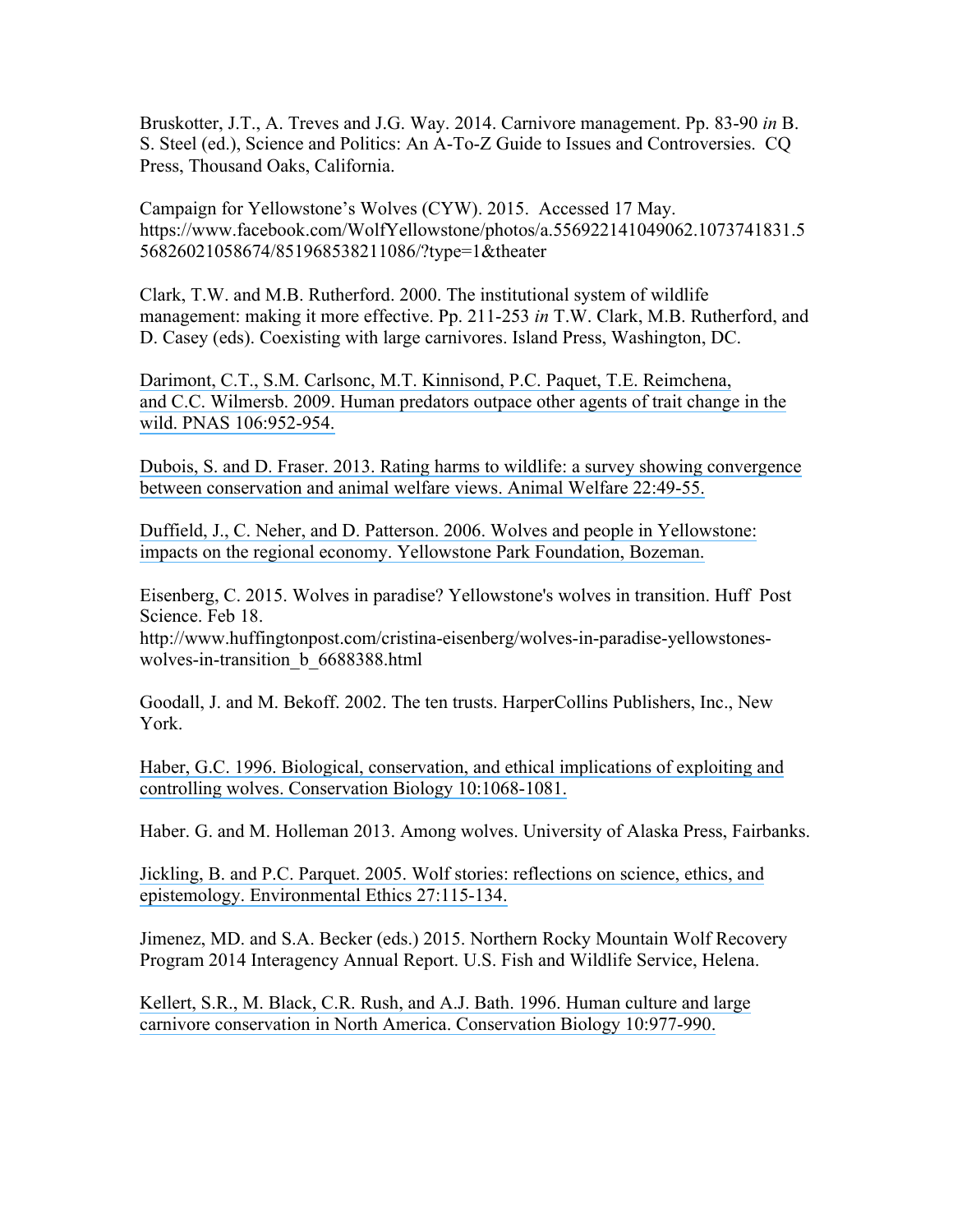Bruskotter, J.T., A. Treves and J.G. Way. 2014. Carnivore management. Pp. 83-90 *in* B. S. Steel (ed.), Science and Politics: An A-To-Z Guide to Issues and Controversies. CQ Press, Thousand Oaks, California.

Campaign for Yellowstone's Wolves (CYW). 2015. Accessed 17 May. https://www.facebook.com/WolfYellowstone/photos/a.556922141049062.1073741831.556826021058674/851968538211086/?type=1&theater

Clark, T.W. and M.B. Rutherford. 2000. The institutional system of wildlife management: making it more effective. Pp. 211-253 *in* T.W. Clark, M.B. Rutherford, and D. Casey (eds). Coexisting with large carnivores. Island Press, Washington, DC.

Darimont, C.T., S.M. Carlsonc, M.T. Kinnisond, P.C. Paquet, T.E. Reimchena, and C.C. Wilmersb. 2009. Human predators outpace other agents of trait change in the wild. PNAS 106:952-954.

Dubois, S. and D. Fraser. 2013. Rating harms to wildlife: a survey showing convergence between conservation and animal welfare views. Animal Welfare 22:49-55.

Duffield, J., C. Neher, and D. Patterson. 2006. Wolves and people in Yellowstone: impacts on the regional economy. Yellowstone Park Foundation, Bozeman.

Eisenberg, C. 2015. Wolves in paradise? Yellowstone's wolves in transition. Huff Post Science. Feb 18. http://www.huffingtonpost.com/cristina-eisenberg/wolves-in-paradise-yellowstones-wolves-in-transition_b_6688388.html

Goodall, J. and M. Bekoff. 2002. The ten trusts. HarperCollins Publishers, Inc., New York.

Haber, G.C. 1996. Biological, conservation, and ethical implications of exploiting and controlling wolves. Conservation Biology 10:1068-1081.

Haber. G. and M. Holleman 2013. Among wolves. University of Alaska Press, Fairbanks.

Jickling, B. and P.C. Parquet. 2005. Wolf stories: reflections on science, ethics, and epistemology. Environmental Ethics 27:115-134.

Jimenez, MD. and S.A. Becker (eds.) 2015. Northern Rocky Mountain Wolf Recovery Program 2014 Interagency Annual Report. U.S. Fish and Wildlife Service, Helena.

Kellert, S.R., M. Black, C.R. Rush, and A.J. Bath. 1996. Human culture and large carnivore conservation in North America. Conservation Biology 10:977-990.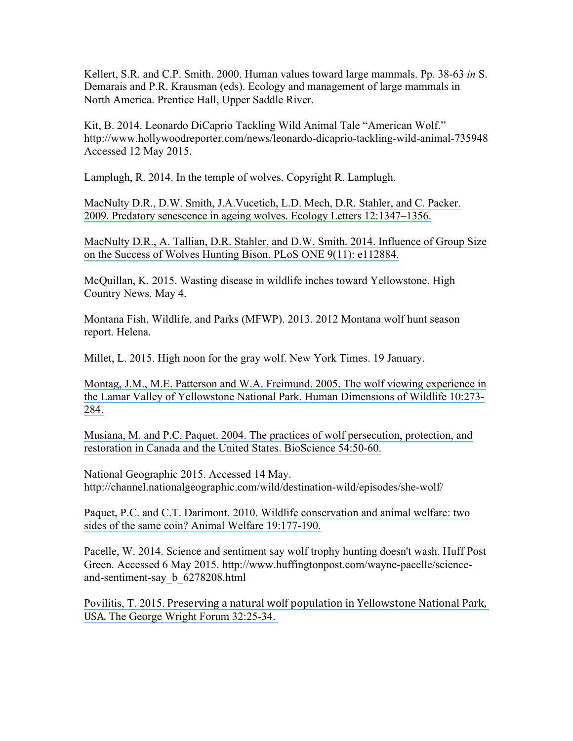Kellert, S.R. and C.P. Smith. 2000. Human values toward large mammals. Pp. 38-63 *in* S. Demarais and P.R. Krausman (eds). Ecology and management of large mammals in North America. Prentice Hall, Upper Saddle River.

Kit, B. 2014. Leonardo DiCaprio Tackling Wild Animal Tale "American Wolf." http://www.hollywoodreporter.com/news/leonardo-dicaprio-tackling-wild-animal-735948 Accessed 12 May 2015.

Lamplugh, R. 2014. In the temple of wolves. Copyright R. Lamplugh.

MacNulty D.R., D.W. Smith, J.A.Vucetich, L.D. Mech, D.R. Stahler, and C. Packer. 2009. Predatory senescence in ageing wolves. Ecology Letters 12:1347–1356.

MacNulty D.R., A. Tallian, D.R. Stahler, and D.W. Smith. 2014. Influence of Group Size on the Success of Wolves Hunting Bison. PLoS ONE 9(11): e112884.

McQuillan, K. 2015. Wasting disease in wildlife inches toward Yellowstone. High Country News. May 4.

Montana Fish, Wildlife, and Parks (MFWP). 2013. 2012 Montana wolf hunt season report. Helena.

Millet, L. 2015. High noon for the gray wolf. New York Times. 19 January.

Montag, J.M., M.E. Patterson and W.A. Freimund. 2005. The wolf viewing experience in the Lamar Valley of Yellowstone National Park. Human Dimensions of Wildlife 10:273-284.

Musiana, M. and P.C. Paquet. 2004. The practices of wolf persecution, protection, and restoration in Canada and the United States. BioScience 54:50-60.

National Geographic 2015. Accessed 14 May. http://channel.nationalgeographic.com/wild/destination-wild/episodes/she-wolf/

Paquet, P.C. and C.T. Darimont. 2010. Wildlife conservation and animal welfare: two sides of the same coin? Animal Welfare 19:177-190.

Pacelle, W. 2014. Science and sentiment say wolf trophy hunting doesn't wash. Huff Post Green. Accessed 6 May 2015. http://www.huffingtonpost.com/wayne-pacelle/science-and-sentiment-say_b_6278208.html

Povilitis, T. 2015. Preserving a natural wolf population in Yellowstone National Park, USA. The George Wright Forum 32:25-34.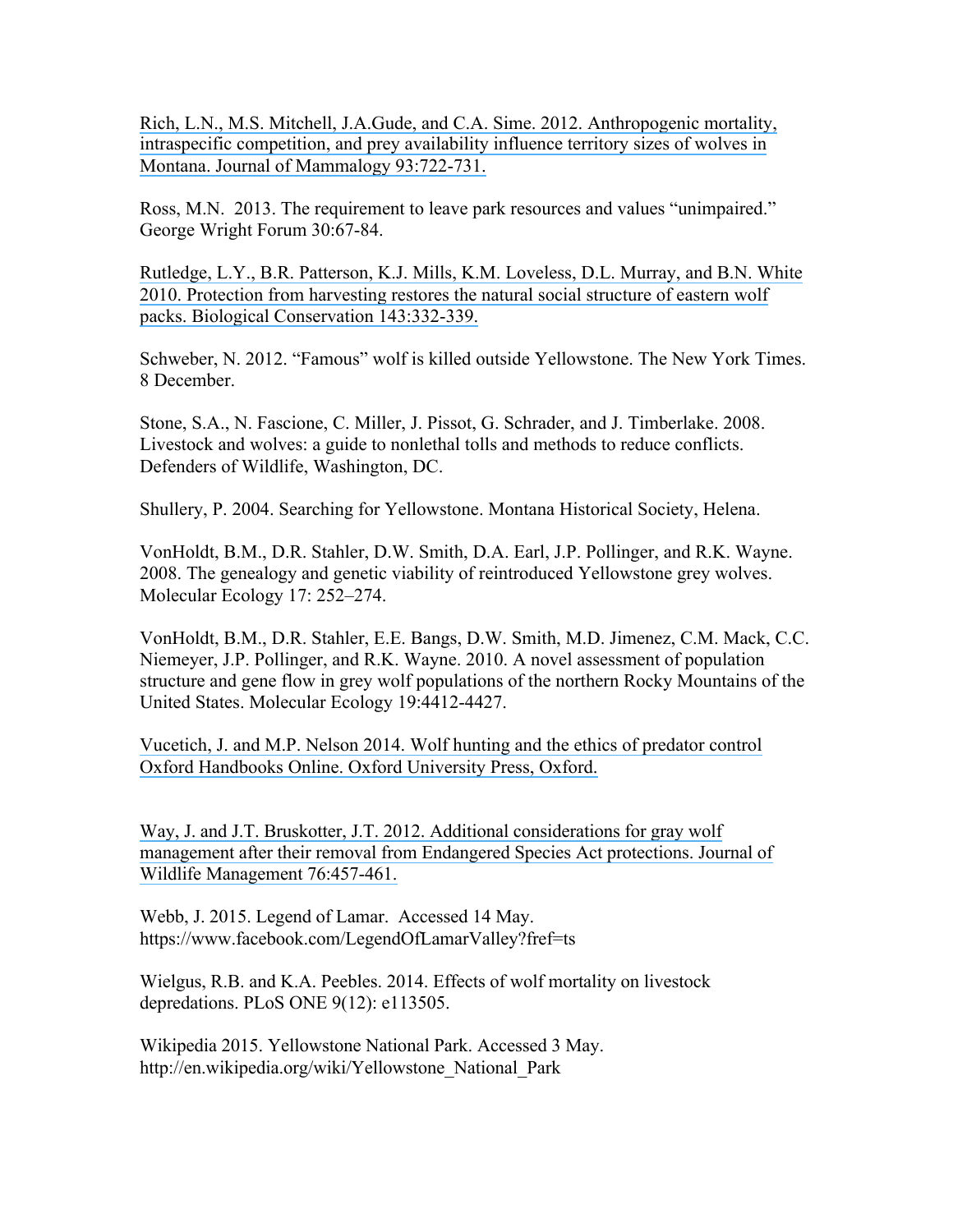Rich, L.N., M.S. Mitchell, J.A.Gude, and C.A. Sime. 2012. Anthropogenic mortality, intraspecific competition, and prey availability influence territory sizes of wolves in Montana. Journal of Mammalogy 93:722-731.

Ross, M.N. 2013. The requirement to leave park resources and values "unimpaired." George Wright Forum 30:67-84.

Rutledge, L.Y., B.R. Patterson, K.J. Mills, K.M. Loveless, D.L. Murray, and B.N. White 2010. Protection from harvesting restores the natural social structure of eastern wolf packs. Biological Conservation 143:332-339.

Schweber, N. 2012. "Famous" wolf is killed outside Yellowstone. The New York Times. 8 December.

Stone, S.A., N. Fascione, C. Miller, J. Pissot, G. Schrader, and J. Timberlake. 2008. Livestock and wolves: a guide to nonlethal tolls and methods to reduce conflicts. Defenders of Wildlife, Washington, DC.

Shullery, P. 2004. Searching for Yellowstone. Montana Historical Society, Helena.

VonHoldt, B.M., D.R. Stahler, D.W. Smith, D.A. Earl, J.P. Pollinger, and R.K. Wayne. 2008. The genealogy and genetic viability of reintroduced Yellowstone grey wolves. Molecular Ecology 17: 252–274.

VonHoldt, B.M., D.R. Stahler, E.E. Bangs, D.W. Smith, M.D. Jimenez, C.M. Mack, C.C. Niemeyer, J.P. Pollinger, and R.K. Wayne. 2010. A novel assessment of population structure and gene flow in grey wolf populations of the northern Rocky Mountains of the United States. Molecular Ecology 19:4412-4427.

Vucetich, J. and M.P. Nelson 2014. Wolf hunting and the ethics of predator control Oxford Handbooks Online. Oxford University Press, Oxford.

Way, J. and J.T. Bruskotter, J.T. 2012. Additional considerations for gray wolf management after their removal from Endangered Species Act protections. Journal of Wildlife Management 76:457-461.

Webb, J. 2015. Legend of Lamar. Accessed 14 May. https://www.facebook.com/LegendOfLamarValley?fref=ts

Wielgus, R.B. and K.A. Peebles. 2014. Effects of wolf mortality on livestock depredations. PLoS ONE 9(12): e113505.

Wikipedia 2015. Yellowstone National Park. Accessed 3 May. http://en.wikipedia.org/wiki/Yellowstone_National_Park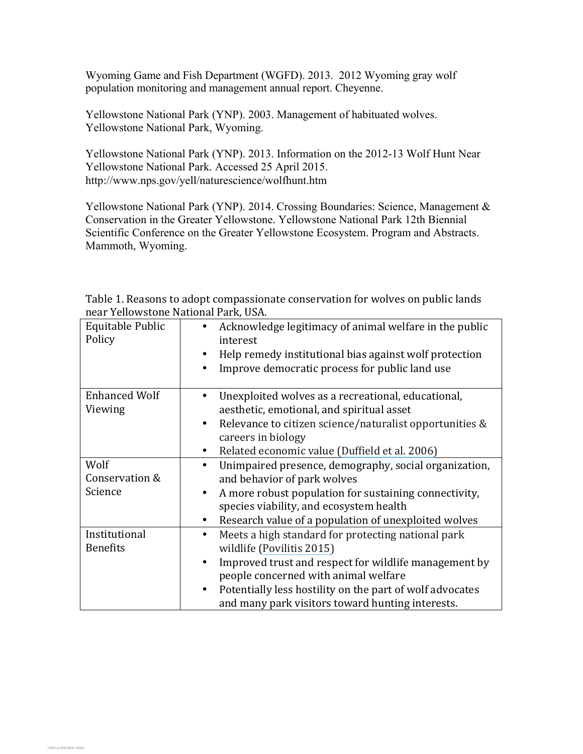Wyoming Game and Fish Department (WGFD). 2013. 2012 Wyoming gray wolf population monitoring and management annual report. Cheyenne.

Yellowstone National Park (YNP). 2003. Management of habituated wolves. Yellowstone National Park, Wyoming.

Yellowstone National Park (YNP). 2013. Information on the 2012-13 Wolf Hunt Near Yellowstone National Park. Accessed 25 April 2015. http://www.nps.gov/yell/naturescience/wolfhunt.htm

Yellowstone National Park (YNP). 2014. Crossing Boundaries: Science, Management & Conservation in the Greater Yellowstone. Yellowstone National Park 12th Biennial Scientific Conference on the Greater Yellowstone Ecosystem. Program and Abstracts. Mammoth, Wyoming.

Table 1. Reasons to adopt compassionate conservation for wolves on public lands near Yellowstone National Park, USA.

| | |
|---|---|
| Equitable Public Policy | • Acknowledge legitimacy of animal welfare in the public interest<br>• Help remedy institutional bias against wolf protection<br>• Improve democratic process for public land use |
| Enhanced Wolf Viewing | • Unexploited wolves as a recreational, educational, aesthetic, emotional, and spiritual asset<br>• Relevance to citizen science/naturalist opportunities & careers in biology<br>• Related economic value (Duffield et al. 2006) |
| Wolf Conservation & Science | • Unimpaired presence, demography, social organization, and behavior of park wolves<br>• A more robust population for sustaining connectivity, species viability, and ecosystem health<br>• Research value of a population of unexploited wolves |
| Institutional Benefits | • Meets a high standard for protecting national park wildlife (Povilitis 2015)<br>• Improved trust and respect for wildlife management by people concerned with animal welfare<br>• Potentially less hostility on the part of wolf advocates and many park visitors toward hunting interests. |